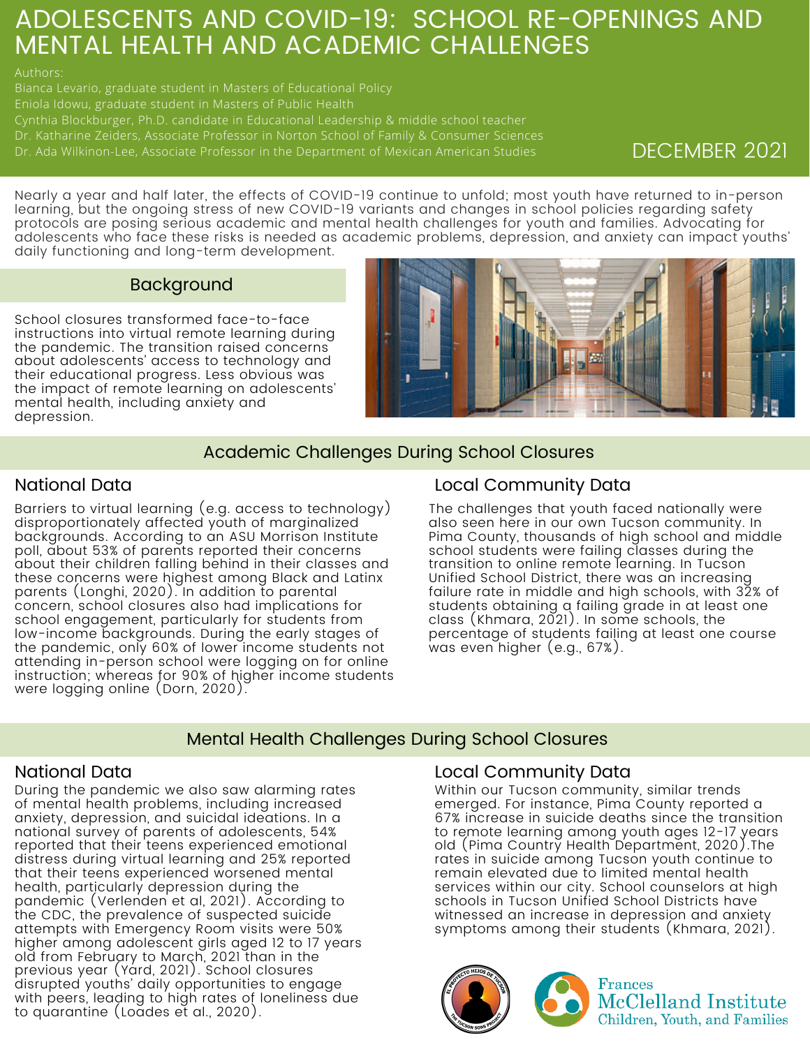# ADOLESCENTS AND COVID-19: SCHOOL RE-OPENINGS AND MENTAL HEALTH AND ACADEMIC CHALLENGES

Authors:
Bianca Levario, graduate student in Masters of Educational Policy
Eniola Idowu, graduate student in Masters of Public Health
Cynthia Blockburger, Ph.D. candidate in Educational Leadership & middle school teacher
Dr. Katharine Zeiders, Associate Professor in Norton School of Family & Consumer Sciences
Dr. Ada Wilkinon-Lee, Associate Professor in the Department of Mexican American Studies

DECEMBER 2021

Nearly a year and half later, the effects of COVID-19 continue to unfold; most youth have returned to in-person learning, but the ongoing stress of new COVID-19 variants and changes in school policies regarding safety protocols are posing serious academic and mental health challenges for youth and families. Advocating for adolescents who face these risks is needed as academic problems, depression, and anxiety can impact youths' daily functioning and long-term development.

## Background

School closures transformed face-to-face instructions into virtual remote learning during the pandemic. The transition raised concerns about adolescents' access to technology and their educational progress. Less obvious was the impact of remote learning on adolescents' mental health, including anxiety and depression.

## Academic Challenges During School Closures

### National Data

Barriers to virtual learning (e.g. access to technology) disproportionately affected youth of marginalized backgrounds. According to an ASU Morrison Institute poll, about 53% of parents reported their concerns about their children falling behind in their classes and these concerns were highest among Black and Latinx parents (Longhi, 2020). In addition to parental concern, school closures also had implications for school engagement, particularly for students from low-income backgrounds. During the early stages of the pandemic, only 60% of lower income students not attending in-person school were logging on for online instruction; whereas for 90% of higher income students were logging online (Dorn, 2020).

### Local Community Data

The challenges that youth faced nationally were also seen here in our own Tucson community. In Pima County, thousands of high school and middle school students were failing classes during the transition to online remote learning. In Tucson Unified School District, there was an increasing failure rate in middle and high schools, with 32% of students obtaining a failing grade in at least one class (Khmara, 2021). In some schools, the percentage of students failing at least one course was even higher (e.g., 67%).

## Mental Health Challenges During School Closures

### National Data

During the pandemic we also saw alarming rates of mental health problems, including increased anxiety, depression, and suicidal ideations. In a national survey of parents of adolescents, 54% reported that their teens experienced emotional distress during virtual learning and 25% reported that their teens experienced worsened mental health, particularly depression during the pandemic (Verlenden et al, 2021). According to the CDC, the prevalence of suspected suicide attempts with Emergency Room visits were 50% higher among adolescent girls aged 12 to 17 years old from February to March, 2021 than in the previous year (Yard, 2021). School closures disrupted youths' daily opportunities to engage with peers, leading to high rates of loneliness due to quarantine (Loades et al., 2020).

### Local Community Data

Within our Tucson community, similar trends emerged. For instance, Pima County reported a 67% increase in suicide deaths since the transition to remote learning among youth ages 12-17 years old (Pima Country Health Department, 2020).The rates in suicide among Tucson youth continue to remain elevated due to limited mental health services within our city. School counselors at high schools in Tucson Unified School Districts have witnessed an increase in depression and anxiety symptoms among their students (Khmara, 2021).

Frances McClelland Institute
Children, Youth, and Families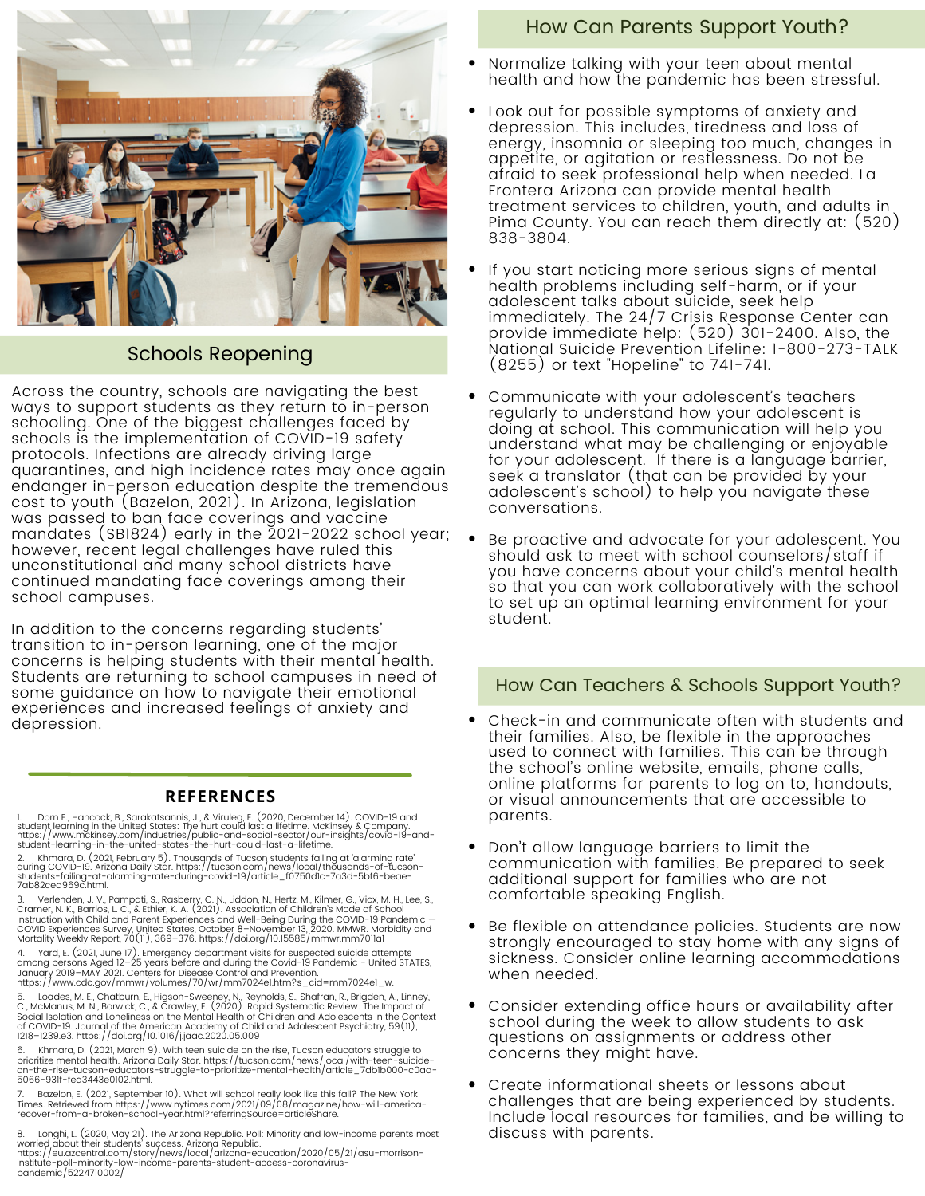## Schools Reopening

Across the country, schools are navigating the best ways to support students as they return to in-person schooling. One of the biggest challenges faced by schools is the implementation of COVID-19 safety protocols. Infections are already driving large quarantines, and high incidence rates may once again endanger in-person education despite the tremendous cost to youth (Bazelon, 2021). In Arizona, legislation was passed to ban face coverings and vaccine mandates (SB1824) early in the 2021-2022 school year; however, recent legal challenges have ruled this unconstitutional and many school districts have continued mandating face coverings among their school campuses.

In addition to the concerns regarding students' transition to in-person learning, one of the major concerns is helping students with their mental health. Students are returning to school campuses in need of some guidance on how to navigate their emotional experiences and increased feelings of anxiety and depression.

## REFERENCES

1. Dorn E., Hancock, B., Sarakatsannis, J., & Viruleg, E. (2020, December 14). COVID-19 and student learning in the United States: The hurt could last a lifetime. McKinsey & Company. https://www.mckinsey.com/industries/public-and-social-sector/our-insights/covid-19-and-student-learning-in-the-united-states-the-hurt-could-last-a-lifetime.
2. Khmara, D. (2021, February 5). Thousands of Tucson students failing at 'alarming rate' during COVID-19. Arizona Daily Star. https://tucson.com/news/local/thousands-of-tucson-students-failing-at-alarming-rate-during-covid-19/article_f0750d1c-7a3d-5bf6-beae-7ab82ced969c.html.
3. Verlenden, J. V., Pampati, S., Rasberry, C. N., Liddon, N., Hertz, M., Kilmer, G., Viox, M. H., Lee, S., Cramer, N. K., Barrios, L. C., & Ethier, K. A. (2021). Association of Children's Mode of School Instruction with Child and Parent Experiences and Well-Being During the COVID-19 Pandemic — COVID Experiences Survey, United States, October 8–November 13, 2020. MMWR. Morbidity and Mortality Weekly Report, 70(11), 369–376. https://doi.org/10.15585/mmwr.mm7011a1
4. Yard, E. (2021, June 17). Emergency department visits for suspected suicide attempts among persons Aged 12–25 years before and during the Covid-19 Pandemic - United STATES, January 2019–MAY 2021. Centers for Disease Control and Prevention. https://www.cdc.gov/mmwr/volumes/70/wr/mm7024e1.htm?s_cid=mm7024e1_w.
5. Loades, M. E., Chatburn, E., Higson-Sweeney, N., Reynolds, S., Shafran, R., Brigden, A., Linney, C., McManus, M. N., Borwick, C., & Crawley, E. (2020). Rapid Systematic Review: The Impact of Social Isolation and Loneliness on the Mental Health of Children and Adolescents in the Context of COVID-19. Journal of the American Academy of Child and Adolescent Psychiatry, 59(11), 1218–1239.e3. https://doi.org/10.1016/j.jaac.2020.05.009
6. Khmara, D. (2021, March 9). With teen suicide on the rise, Tucson educators struggle to prioritize mental health. Arizona Daily Star. https://tucson.com/news/local/with-teen-suicide-on-the-rise-tucson-educators-struggle-to-prioritize-mental-health/article_7db1b000-c0aa-5066-931f-fed3443e0102.html.
7. Bazelon, E. (2021, September 10). What will school really look like this fall? The New York Times. Retrieved from https://www.nytimes.com/2021/09/08/magazine/how-will-america-recover-from-a-broken-school-year.html?referringSource=articleShare.
8. Longhi, L. (2020, May 21). The Arizona Republic. Poll: Minority and low-income parents most worried about their students' success. Arizona Republic. https://eu.azcentral.com/story/news/local/arizona-education/2020/05/21/asu-morrison-institute-poll-minority-low-income-parents-student-access-coronavirus-pandemic/5224710002/

## How Can Parents Support Youth?

- Normalize talking with your teen about mental health and how the pandemic has been stressful.
- Look out for possible symptoms of anxiety and depression. This includes, tiredness and loss of energy, insomnia or sleeping too much, changes in appetite, or agitation or restlessness. Do not be afraid to seek professional help when needed. La Frontera Arizona can provide mental health treatment services to children, youth, and adults in Pima County. You can reach them directly at: (520) 838-3804.
- If you start noticing more serious signs of mental health problems including self-harm, or if your adolescent talks about suicide, seek help immediately. The 24/7 Crisis Response Center can provide immediate help: (520) 301-2400. Also, the National Suicide Prevention Lifeline: 1-800-273-TALK (8255) or text "Hopeline" to 741-741.
- Communicate with your adolescent's teachers regularly to understand how your adolescent is doing at school. This communication will help you understand what may be challenging or enjoyable for your adolescent. If there is a language barrier, seek a translator (that can be provided by your adolescent's school) to help you navigate these conversations.
- Be proactive and advocate for your adolescent. You should ask to meet with school counselors/staff if you have concerns about your child's mental health so that you can work collaboratively with the school to set up an optimal learning environment for your student.

## How Can Teachers & Schools Support Youth?

- Check-in and communicate often with students and their families. Also, be flexible in the approaches used to connect with families. This can be through the school's online website, emails, phone calls, online platforms for parents to log on to, handouts, or visual announcements that are accessible to parents.
- Don't allow language barriers to limit the communication with families. Be prepared to seek additional support for families who are not comfortable speaking English.
- Be flexible on attendance policies. Students are now strongly encouraged to stay home with any signs of sickness. Consider online learning accommodations when needed.
- Consider extending office hours or availability after school during the week to allow students to ask questions on assignments or address other concerns they might have.
- Create informational sheets or lessons about challenges that are being experienced by students. Include local resources for families, and be willing to discuss with parents.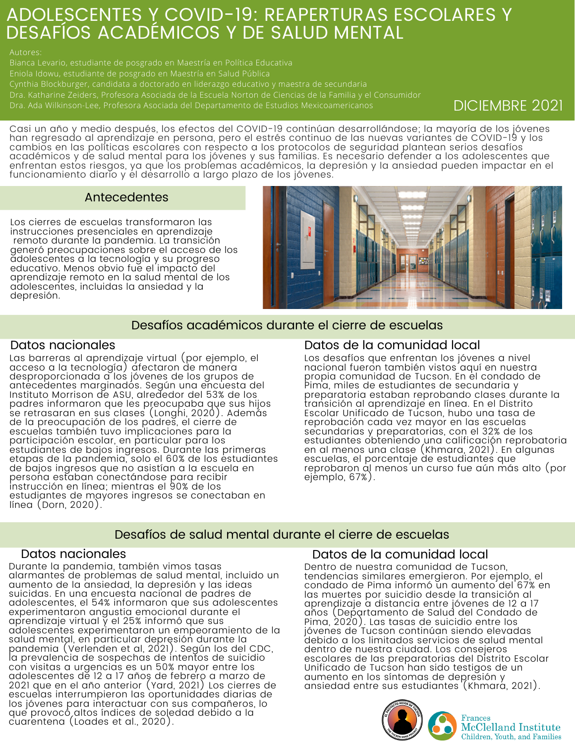# ADOLESCENTES Y COVID-19: REAPERTURAS ESCOLARES Y DESAFÍOS ACADÉMICOS Y DE SALUD MENTAL

Autores:
Bianca Levario, estudiante de posgrado en Maestría en Política Educativa
Eniola Idowu, estudiante de posgrado en Maestría en Salud Pública
Cynthia Blockburger, candidata a doctorado en liderazgo educativo y maestra de secundaria
Dra. Katharine Zeiders, Profesora Asociada de la Escuela Norton de Ciencias de la Familia y el Consumidor
Dra. Ada Wilkinson-Lee, Profesora Asociada del Departamento de Estudios Mexicoamericanos

DICIEMBRE 2021

Casi un año y medio después, los efectos del COVID-19 continúan desarrollándose; la mayoría de los jóvenes han regresado al aprendizaje en persona, pero el estrés continuo de las nuevas variantes de COVID-19 y los cambios en las políticas escolares con respecto a los protocolos de seguridad plantean serios desafíos académicos y de salud mental para los jóvenes y sus familias. Es necesario defender a los adolescentes que enfrentan estos riesgos, ya que los problemas académicos, la depresión y la ansiedad pueden impactar en el funcionamiento diario y el desarrollo a largo plazo de los jóvenes.

## Antecedentes

Los cierres de escuelas transformaron las instrucciones presenciales en aprendizaje remoto durante la pandemia. La transición generó preocupaciones sobre el acceso de los adolescentes a la tecnología y su progreso educativo. Menos obvio fue el impacto del aprendizaje remoto en la salud mental de los adolescentes, incluidas la ansiedad y la depresión.

## Desafíos académicos durante el cierre de escuelas

### Datos nacionales

Las barreras al aprendizaje virtual (por ejemplo, el acceso a la tecnología) afectaron de manera desproporcionada a los jóvenes de los grupos de antecedentes marginados. Según una encuesta del Instituto Morrison de ASU, alrededor del 53% de los padres informaron que les preocupaba que sus hijos se retrasaran en sus clases (Longhi, 2020). Además de la preocupación de los padres, el cierre de escuelas también tuvo implicaciones para la participación escolar, en particular para los estudiantes de bajos ingresos. Durante las primeras etapas de la pandemia, solo el 60% de los estudiantes de bajos ingresos que no asistían a la escuela en persona estaban conectándose para recibir instrucción en línea; mientras el 90% de los estudiantes de mayores ingresos se conectaban en línea (Dorn, 2020).

### Datos de la comunidad local

Los desafíos que enfrentan los jóvenes a nivel nacional fueron también vistos aquí en nuestra propia comunidad de Tucson. En el condado de Pima, miles de estudiantes de secundaria y preparatoria estaban reprobando clases durante la transición al aprendizaje en línea. En el Distrito Escolar Unificado de Tucson, hubo una tasa de reprobación cada vez mayor en las escuelas secundarias y preparatorias, con el 32% de los estudiantes obteniendo una calificación reprobatoria en al menos una clase (Khmara, 2021). En algunas escuelas, el porcentaje de estudiantes que reprobaron al menos un curso fue aún más alto (por ejemplo, 67%).

## Desafíos de salud mental durante el cierre de escuelas

### Datos nacionales

Durante la pandemia, también vimos tasas alarmantes de problemas de salud mental, incluido un aumento de la ansiedad, la depresión y las ideas suicidas. En una encuesta nacional de padres de adolescentes, el 54% informaron que sus adolescentes experimentaron angustia emocional durante el aprendizaje virtual y el 25% informó que sus adolescentes experimentaron un empeoramiento de la salud mental, en particular depresión durante la pandemia (Verlenden et al, 2021). Según los del CDC, la prevalencia de sospechas de intentos de suicidio con visitas a urgencias es un 50% mayor entre los adolescentes de 12 a 17 años de febrero a marzo de 2021 que en el año anterior (Yard, 2021) Los cierres de escuelas interrumpieron las oportunidades diarias de los jóvenes para interactuar con sus compañeros, lo que provocó altos índices de soledad debido a la cuarentena (Loades et al., 2020).

### Datos de la comunidad local

Dentro de nuestra comunidad de Tucson, tendencias similares emergieron. Por ejemplo, el condado de Pima informó un aumento del 67% en las muertes por suicidio desde la transición al aprendizaje a distancia entre jóvenes de 12 a 17 años (Departamento de Salud del Condado de Pima, 2020). Las tasas de suicidio entre los jóvenes de Tucson continúan siendo elevadas debido a los limitados servicios de salud mental dentro de nuestra ciudad. Los consejeros escolares de las preparatorias del Distrito Escolar Unificado de Tucson han sido testigos de un aumento en los síntomas de depresión y ansiedad entre sus estudiantes (Khmara, 2021).

Frances McClelland Institute
Children, Youth, and Families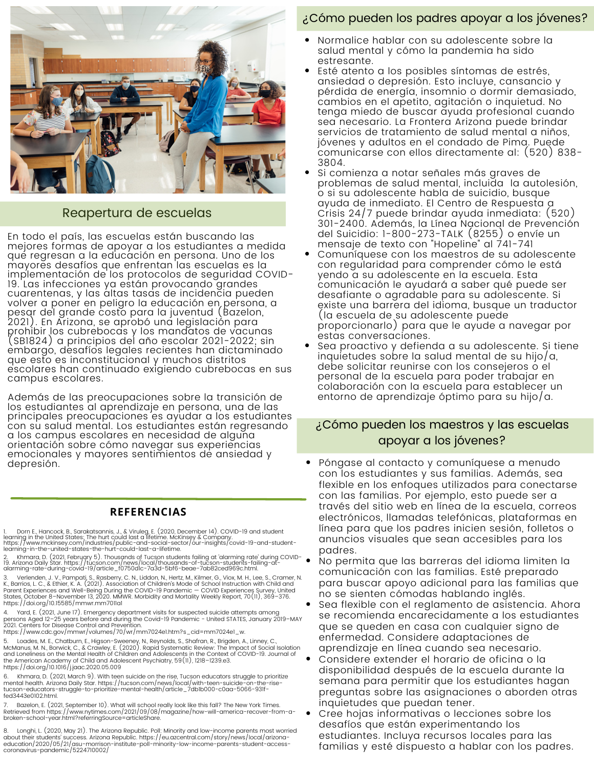## Reapertura de escuelas

En todo el país, las escuelas están buscando las mejores formas de apoyar a los estudiantes a medida que regresan a la educación en persona. Uno de los mayores desafíos que enfrentan las escuelas es la implementación de los protocolos de seguridad COVID-19. Las infecciones ya están provocando grandes cuarentenas, y las altas tasas de incidencia pueden volver a poner en peligro la educación en persona, a pesar del grande costo para la juventud (Bazelon, 2021). En Arizona, se aprobó una legislación para prohibir los cubrebocas y los mandatos de vacunas (SB1824) a principios del año escolar 2021-2022; sin embargo, desafíos legales recientes han dictaminado que esto es inconstitucional y muchos distritos escolares han continuado exigiendo cubrebocas en sus campus escolares.

Además de las preocupaciones sobre la transición de los estudiantes al aprendizaje en persona, una de las principales preocupaciones es ayudar a los estudiantes con su salud mental. Los estudiantes están regresando a los campus escolares en necesidad de alguna orientación sobre cómo navegar sus experiencias emocionales y mayores sentimientos de ansiedad y depresión.

## REFERENCIAS

1. Dorn E., Hancock, B., Sarakatsannis, J., & Viruleg, E. (2020, December 14). COVID-19 and student learning in the United States: The hurt could last a lifetime. McKinsey & Company. https://www.mckinsey.com/industries/public-and-social-sector/our-insights/covid-19-and-student-learning-in-the-united-states-the-hurt-could-last-a-lifetime.
2. Khmara, D. (2021, February 5). Thousands of Tucson students failing at 'alarming rate' during COVID-19. Arizona Daily Star. https://tucson.com/news/local/thousands-of-tucson-students-failing-at-alarming-rate-during-covid-19/article_f0750d1c-7a3d-5bf6-beae-7ab82ced969c.html.
3. Verlenden, J. V., Pampati, S., Rasberry, C. N., Liddon, N., Hertz, M., Kilmer, G., Viox, M. H., Lee, S., Cramer, N. K., Barrios, L. C., & Ethier, K. A. (2021). Association of Children's Mode of School Instruction with Child and Parent Experiences and Well-Being During the COVID-19 Pandemic — COVID Experiences Survey, United States, October 8–November 13, 2020. MMWR. Morbidity and Mortality Weekly Report, 70(11), 369–376. https://doi.org/10.15585/mmwr.mm7011a1
4. Yard, E. (2021, June 17). Emergency department visits for suspected suicide attempts among persons Aged 12–25 years before and during the Covid-19 Pandemic - United STATES, January 2019–MAY 2021. Centers for Disease Control and Prevention. https://www.cdc.gov/mmwr/volumes/70/wr/mm7024e1.htm?s_cid=mm7024e1_w.
5. Loades, M. E., Chatburn, E., Higson-Sweeney, N., Reynolds, S., Shafran, R., Brigden, A., Linney, C., McManus, M. N., Borwick, C., & Crawley, E. (2020). Rapid Systematic Review: The Impact of Social Isolation and Loneliness on the Mental Health of Children and Adolescents in the Context of COVID-19. Journal of the American Academy of Child and Adolescent Psychiatry, 59(11), 1218–1239.e3. https://doi.org/10.1016/j.jaac.2020.05.009
6. Khmara, D. (2021, March 9). With teen suicide on the rise, Tucson educators struggle to prioritize mental health. Arizona Daily Star. https://tucson.com/news/local/with-teen-suicide-on-the-rise-tucson-educators-struggle-to-prioritize-mental-health/article_7db1b000-c0aa-5066-931f-fed3443e0102.html.
7. Bazelon, E. (2021, September 10). What will school really look like this fall? The New York Times. Retrieved from https://www.nytimes.com/2021/09/08/magazine/how-will-america-recover-from-a-broken-school-year.html?referringSource=articleShare.
8. Longhi, L. (2020, May 21). The Arizona Republic. Poll: Minority and low-income parents most worried about their students' success. Arizona Republic. https://eu.azcentral.com/story/news/local/arizona-education/2020/05/21/asu-morrison-institute-poll-minority-low-income-parents-student-access-coronavirus-pandemic/5224710002/

## ¿Cómo pueden los padres apoyar a los jóvenes?

- Normalice hablar con su adolescente sobre la salud mental y cómo la pandemia ha sido estresante.
- Esté atento a los posibles síntomas de estrés, ansiedad o depresión. Esto incluye, cansancio y pérdida de energía, insomnio o dormir demasiado, cambios en el apetito, agitación o inquietud. No tenga miedo de buscar ayuda profesional cuando sea necesario. La Frontera Arizona puede brindar servicios de tratamiento de salud mental a niños, jóvenes y adultos en el condado de Pima. Puede comunicarse con ellos directamente al: (520) 838-3804.
- Si comienza a notar señales más graves de problemas de salud mental, incluida la autolesión, o si su adolescente habla de suicidio, busque ayuda de inmediato. El Centro de Respuesta a Crisis 24/7 puede brindar ayuda inmediata: (520) 301-2400. Además, la Línea Nacional de Prevención del Suicidio: 1-800-273-TALK (8255) o envíe un mensaje de texto con "Hopeline" al 741-741
- Comuníquese con los maestros de su adolescente con regularidad para comprender cómo le está yendo a su adolescente en la escuela. Esta comunicación le ayudará a saber qué puede ser desafiante o agradable para su adolescente. Si existe una barrera del idioma, busque un traductor (la escuela de su adolescente puede proporcionarlo) para que le ayude a navegar por estas conversaciones.
- Sea proactivo y defienda a su adolescente. Si tiene inquietudes sobre la salud mental de su hijo/a, debe solicitar reunirse con los consejeros o el personal de la escuela para poder trabajar en colaboración con la escuela para establecer un entorno de aprendizaje óptimo para su hijo/a.

## ¿Cómo pueden los maestros y las escuelas apoyar a los jóvenes?

- Póngase al contacto y comuníquese a menudo con los estudiantes y sus familias. Además, sea flexible en los enfoques utilizados para conectarse con las familias. Por ejemplo, esto puede ser a través del sitio web en línea de la escuela, correos electrónicos, llamadas telefónicas, plataformas en línea para que los padres inicien sesión, folletos o anuncios visuales que sean accesibles para los padres.
- No permita que las barreras del idioma limiten la comunicación con las familias. Esté preparado para buscar apoyo adicional para las familias que no se sienten cómodas hablando inglés.
- Sea flexible con el reglamento de asistencia. Ahora se recomienda encarecidamente a los estudiantes que se queden en casa con cualquier signo de enfermedad. Considere adaptaciones de aprendizaje en línea cuando sea necesario.
- Considere extender el horario de oficina o la disponibilidad después de la escuela durante la semana para permitir que los estudiantes hagan preguntas sobre las asignaciones o aborden otras inquietudes que puedan tener.
- Cree hojas informativas o lecciones sobre los desafíos que están experimentando los estudiantes. Incluya recursos locales para las familias y esté dispuesto a hablar con los padres.